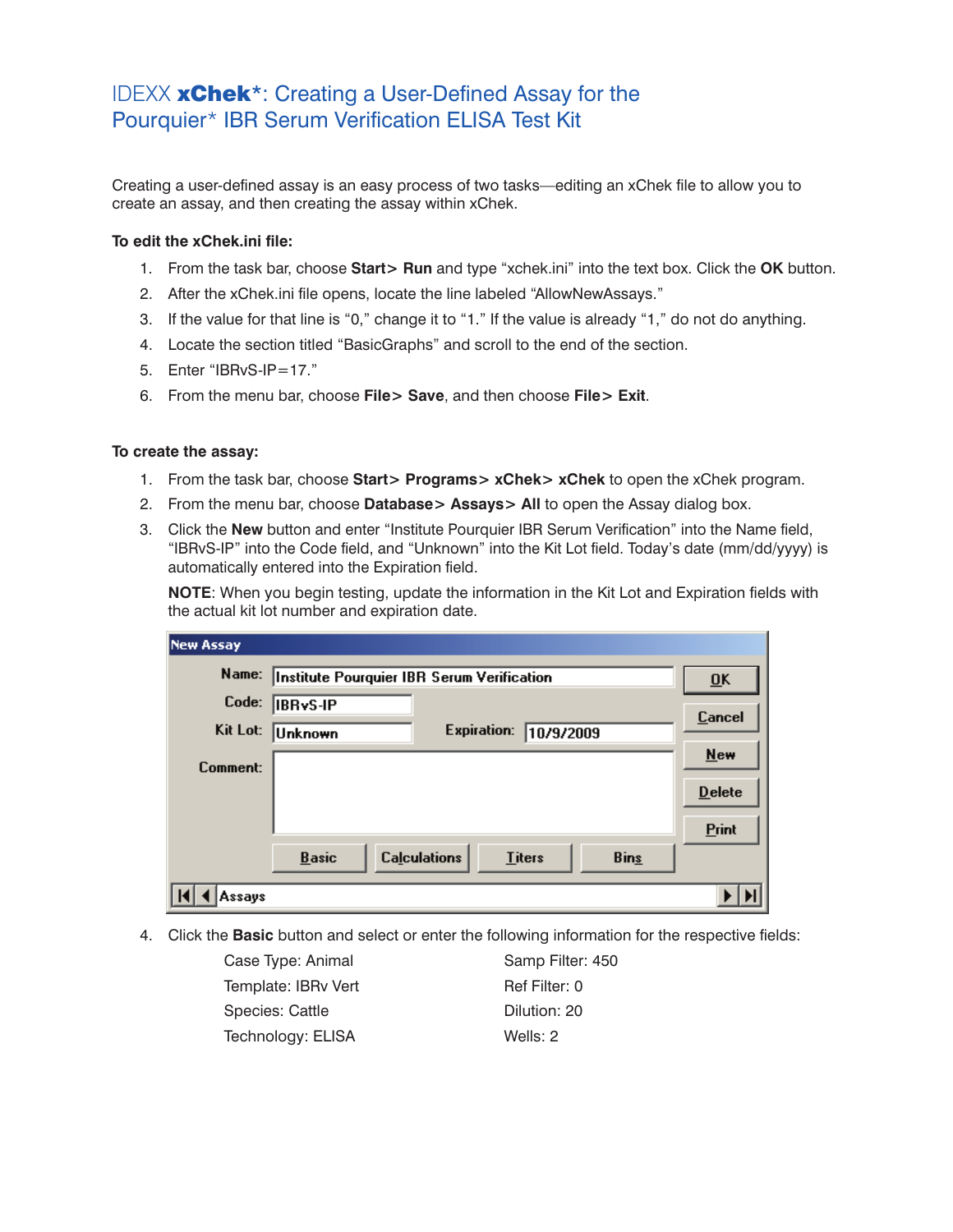# IDEXX **xChek***: Creating a User-Defined Assay for the Pourquier* IBR Serum Verification ELISA Test Kit

Creating a user-defined assay is an easy process of two tasks—editing an xChek file to allow you to create an assay, and then creating the assay within xChek.

**To edit the xChek.ini file:**

1. From the task bar, choose **Start> Run** and type "xchek.ini" into the text box. Click the **OK** button.
2. After the xChek.ini file opens, locate the line labeled "AllowNewAssays."
3. If the value for that line is "0," change it to "1." If the value is already "1," do not do anything.
4. Locate the section titled "BasicGraphs" and scroll to the end of the section.
5. Enter "IBRvS-IP=17."
6. From the menu bar, choose **File> Save**, and then choose **File> Exit**.

**To create the assay:**

1. From the task bar, choose **Start> Programs> xChek> xChek** to open the xChek program.
2. From the menu bar, choose **Database> Assays> All** to open the Assay dialog box.
3. Click the **New** button and enter "Institute Pourquier IBR Serum Verification" into the Name field, "IBRvS-IP" into the Code field, and "Unknown" into the Kit Lot field. Today's date (mm/dd/yyyy) is automatically entered into the Expiration field.

   **NOTE**: When you begin testing, update the information in the Kit Lot and Expiration fields with the actual kit lot number and expiration date.

   New Assay

   Name: Institute Pourquier IBR Serum Verification
   Code: IBRvS-IP
   Kit Lot: Unknown    Expiration: 10/9/2009
   Comment:

   OK | Cancel | New | Delete | Print
   Basic | Calculations | Titers | Bins
   Assays

4. Click the **Basic** button and select or enter the following information for the respective fields:

   | | |
   |---|---|
   | Case Type: Animal | Samp Filter: 450 |
   | Template: IBRv Vert | Ref Filter: 0 |
   | Species: Cattle | Dilution: 20 |
   | Technology: ELISA | Wells: 2 |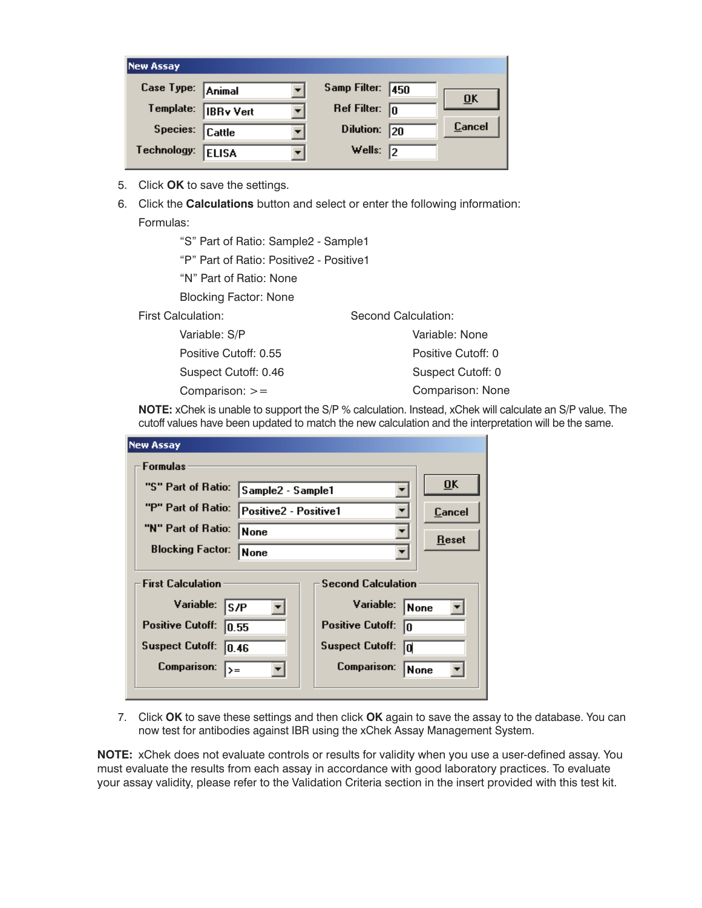| New Assay | | | |
|---|---|---|---|
| Case Type: | Animal | Samp Filter: | 450 |
| Template: | IBRv Vert | Ref Filter: | 0 |
| Species: | Cattle | Dilution: | 20 |
| Technology: | ELISA | Wells: | 2 |

5. Click **OK** to save the settings.
6. Click the **Calculations** button and select or enter the following information:

   Formulas:

   "S" Part of Ratio: Sample2 - Sample1

   "P" Part of Ratio: Positive2 - Positive1

   "N" Part of Ratio: None

   Blocking Factor: None

   | First Calculation: | Second Calculation: |
   |---|---|
   | Variable: S/P | Variable: None |
   | Positive Cutoff: 0.55 | Positive Cutoff: 0 |
   | Suspect Cutoff: 0.46 | Suspect Cutoff: 0 |
   | Comparison: >= | Comparison: None |

   **NOTE:** xChek is unable to support the S/P % calculation. Instead, xChek will calculate an S/P value. The cutoff values have been updated to match the new calculation and the interpretation will be the same.

| New Assay – Formulas | |
|---|---|
| "S" Part of Ratio: | Sample2 - Sample1 |
| "P" Part of Ratio: | Positive2 - Positive1 |
| "N" Part of Ratio: | None |
| Blocking Factor: | None |

| First Calculation | | Second Calculation | |
|---|---|---|---|
| Variable: | S/P | Variable: | None |
| Positive Cutoff: | 0.55 | Positive Cutoff: | 0 |
| Suspect Cutoff: | 0.46 | Suspect Cutoff: | 0 |
| Comparison: | >= | Comparison: | None |

7. Click **OK** to save these settings and then click **OK** again to save the assay to the database. You can now test for antibodies against IBR using the xChek Assay Management System.

**NOTE:** xChek does not evaluate controls or results for validity when you use a user-defined assay. You must evaluate the results from each assay in accordance with good laboratory practices. To evaluate your assay validity, please refer to the Validation Criteria section in the insert provided with this test kit.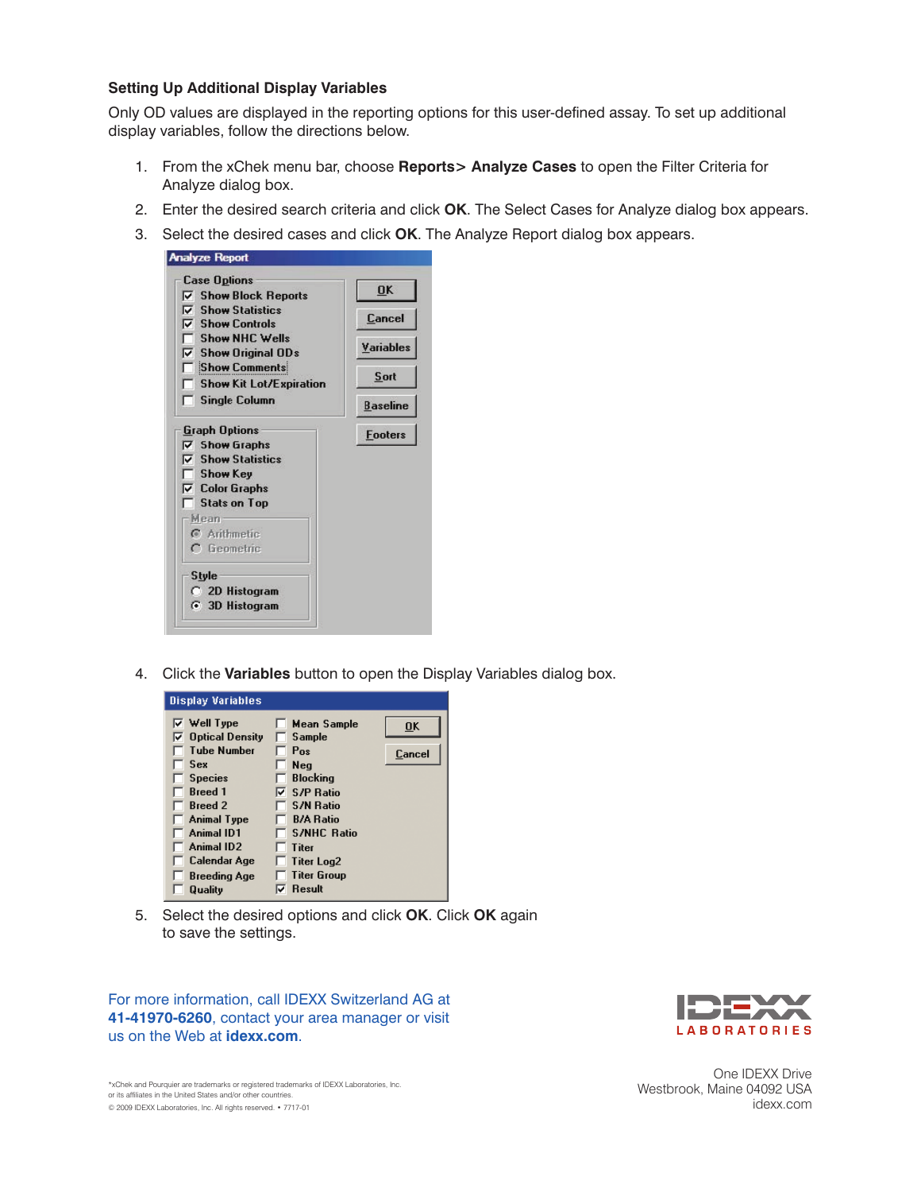### Setting Up Additional Display Variables

Only OD values are displayed in the reporting options for this user-defined assay. To set up additional display variables, follow the directions below.

1. From the xChek menu bar, choose **Reports> Analyze Cases** to open the Filter Criteria for Analyze dialog box.
2. Enter the desired search criteria and click **OK**. The Select Cases for Analyze dialog box appears.
3. Select the desired cases and click **OK**. The Analyze Report dialog box appears.

Analyze Report

Case Options
- [x] Show Block Reports
- [x] Show Statistics
- [x] Show Controls
- [ ] Show NHC Wells
- [x] Show Original ODs
- [ ] Show Comments
- [ ] Show Kit Lot/Expiration
- [ ] Single Column

Graph Options
- [x] Show Graphs
- [x] Show Statistics
- [ ] Show Key
- [x] Color Graphs
- [ ] Stats on Top

Mean
- Arithmetic
- Geometric

Style
- 2D Histogram
- 3D Histogram

OK
Cancel
Variables
Sort
Baseline
Footers

4. Click the **Variables** button to open the Display Variables dialog box.

Display Variables

- [x] Well Type
- [x] Optical Density
- [ ] Tube Number
- [ ] Sex
- [ ] Species
- [ ] Breed 1
- [ ] Breed 2
- [ ] Animal Type
- [ ] Animal ID1
- [ ] Animal ID2
- [ ] Calendar Age
- [ ] Breeding Age
- [ ] Quality
- [ ] Mean Sample
- [ ] Sample
- [ ] Pos
- [ ] Neg
- [ ] Blocking
- [x] S/P Ratio
- [ ] S/N Ratio
- [ ] B/A Ratio
- [ ] S/NHC Ratio
- [ ] Titer
- [ ] Titer Log2
- [ ] Titer Group
- [x] Result

OK
Cancel

5. Select the desired options and click **OK**. Click **OK** again to save the settings.

For more information, call IDEXX Switzerland AG at **41-41970-6260**, contact your area manager or visit us on the Web at **idexx.com**.

IDEXX LABORATORIES

One IDEXX Drive
Westbrook, Maine 04092 USA
idexx.com

*xChek and Pourquier are trademarks or registered trademarks of IDEXX Laboratories, Inc. or its affiliates in the United States and/or other countries.
© 2009 IDEXX Laboratories, Inc. All rights reserved. • 7717-01